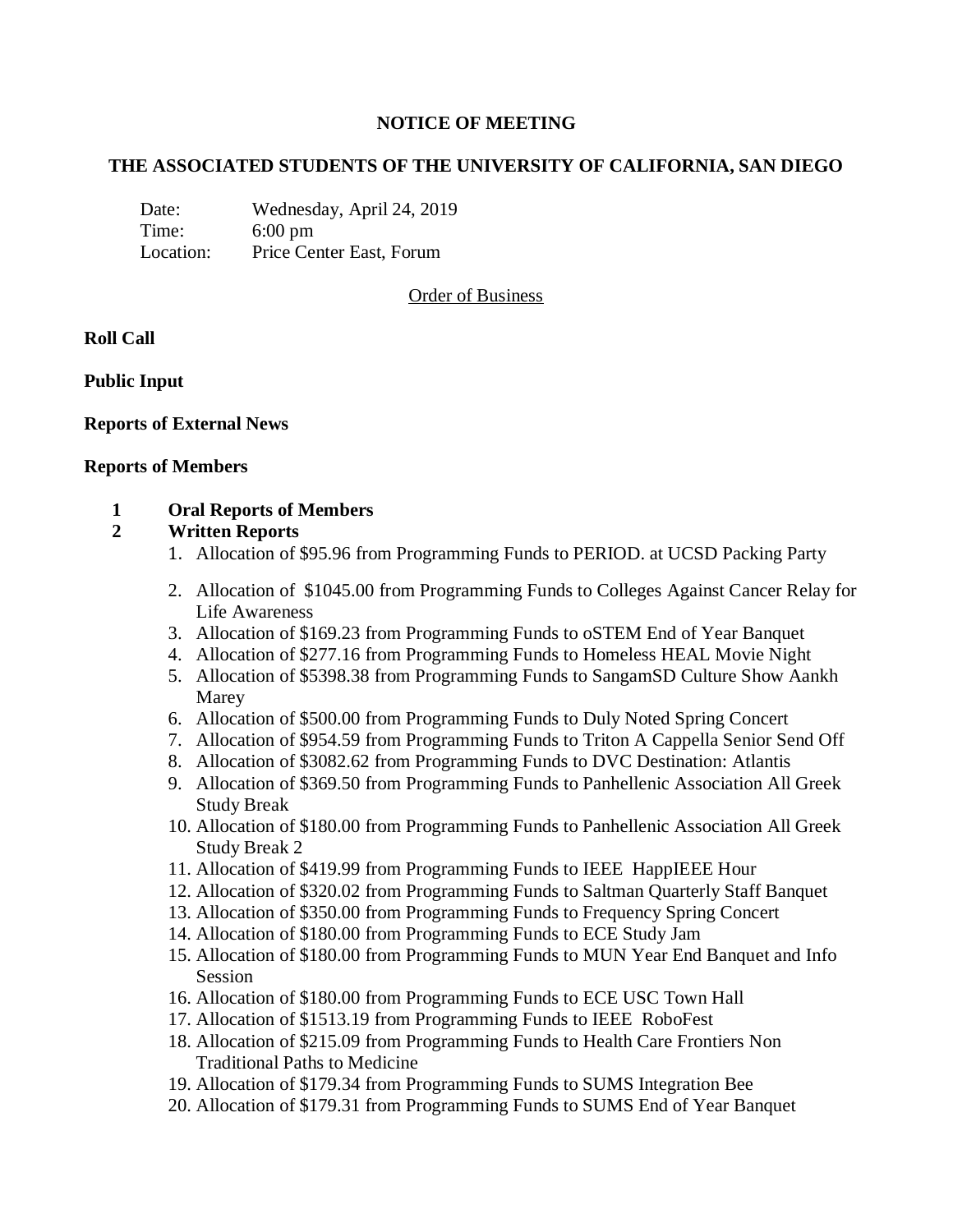**NOTICE OF MEETING**

**THE ASSOCIATED STUDENTS OF THE UNIVERSITY OF CALIFORNIA, SAN DIEGO**

Date: Wednesday, April 24, 2019
Time: 6:00 pm
Location: Price Center East, Forum

Order of Business

**Roll Call**

**Public Input**

**Reports of External News**

**Reports of Members**

**1 Oral Reports of Members**

**2 Written Reports**

1. Allocation of $95.96 from Programming Funds to PERIOD. at UCSD Packing Party
2. Allocation of $1045.00 from Programming Funds to Colleges Against Cancer Relay for Life Awareness
3. Allocation of $169.23 from Programming Funds to oSTEM End of Year Banquet
4. Allocation of $277.16 from Programming Funds to Homeless HEAL Movie Night
5. Allocation of $5398.38 from Programming Funds to SangamSD Culture Show Aankh Marey
6. Allocation of $500.00 from Programming Funds to Duly Noted Spring Concert
7. Allocation of $954.59 from Programming Funds to Triton A Cappella Senior Send Off
8. Allocation of $3082.62 from Programming Funds to DVC Destination: Atlantis
9. Allocation of $369.50 from Programming Funds to Panhellenic Association All Greek Study Break
10. Allocation of $180.00 from Programming Funds to Panhellenic Association All Greek Study Break 2
11. Allocation of $419.99 from Programming Funds to IEEE HappIEEE Hour
12. Allocation of $320.02 from Programming Funds to Saltman Quarterly Staff Banquet
13. Allocation of $350.00 from Programming Funds to Frequency Spring Concert
14. Allocation of $180.00 from Programming Funds to ECE Study Jam
15. Allocation of $180.00 from Programming Funds to MUN Year End Banquet and Info Session
16. Allocation of $180.00 from Programming Funds to ECE USC Town Hall
17. Allocation of $1513.19 from Programming Funds to IEEE RoboFest
18. Allocation of $215.09 from Programming Funds to Health Care Frontiers Non Traditional Paths to Medicine
19. Allocation of $179.34 from Programming Funds to SUMS Integration Bee
20. Allocation of $179.31 from Programming Funds to SUMS End of Year Banquet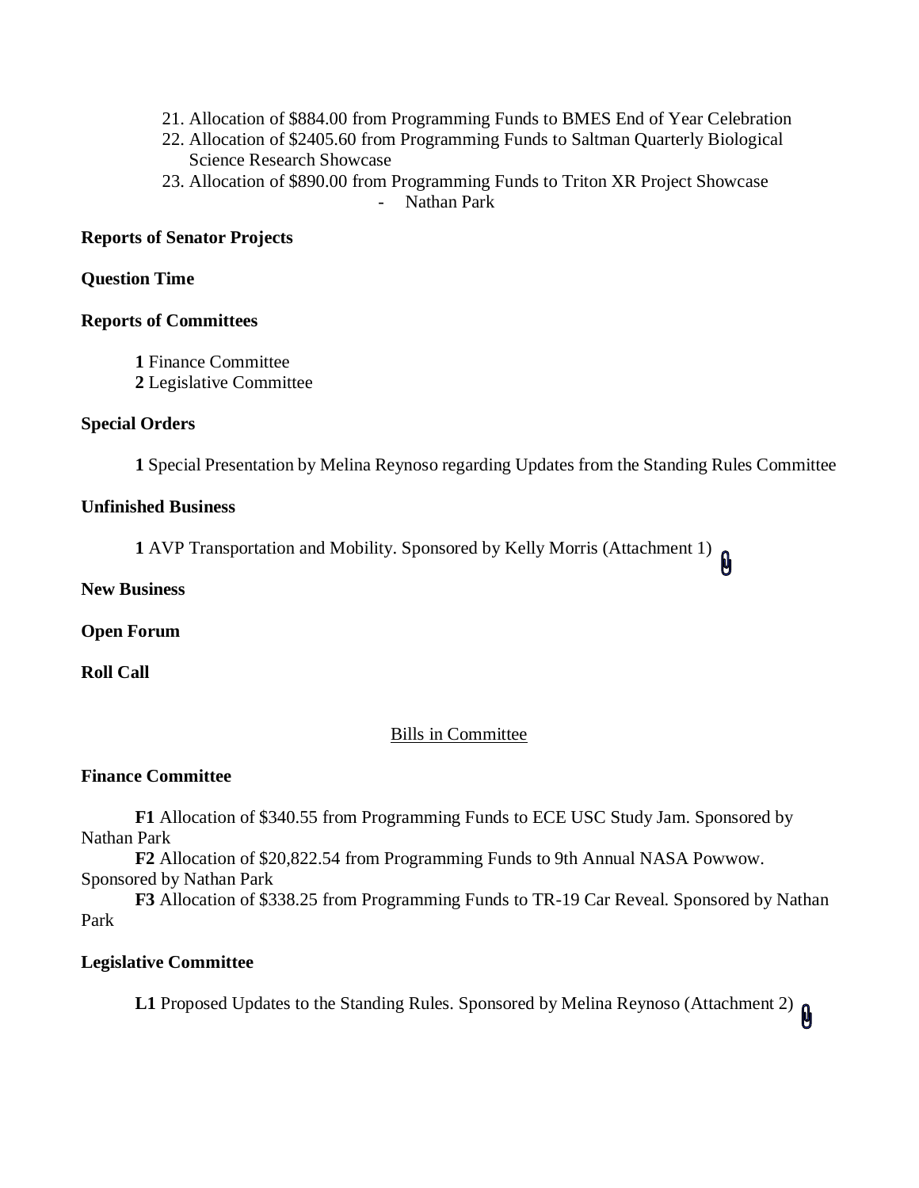21. Allocation of $884.00 from Programming Funds to BMES End of Year Celebration
22. Allocation of $2405.60 from Programming Funds to Saltman Quarterly Biological Science Research Showcase
23. Allocation of $890.00 from Programming Funds to Triton XR Project Showcase
    - Nathan Park

**Reports of Senator Projects**

**Question Time**

**Reports of Committees**

**1** Finance Committee
**2** Legislative Committee

**Special Orders**

**1** Special Presentation by Melina Reynoso regarding Updates from the Standing Rules Committee

**Unfinished Business**

**1** AVP Transportation and Mobility. Sponsored by Kelly Morris (Attachment 1)

**New Business**

**Open Forum**

**Roll Call**

## Bills in Committee

**Finance Committee**

**F1** Allocation of $340.55 from Programming Funds to ECE USC Study Jam. Sponsored by Nathan Park

**F2** Allocation of $20,822.54 from Programming Funds to 9th Annual NASA Powwow. Sponsored by Nathan Park

**F3** Allocation of $338.25 from Programming Funds to TR-19 Car Reveal. Sponsored by Nathan Park

**Legislative Committee**

**L1** Proposed Updates to the Standing Rules. Sponsored by Melina Reynoso (Attachment 2)